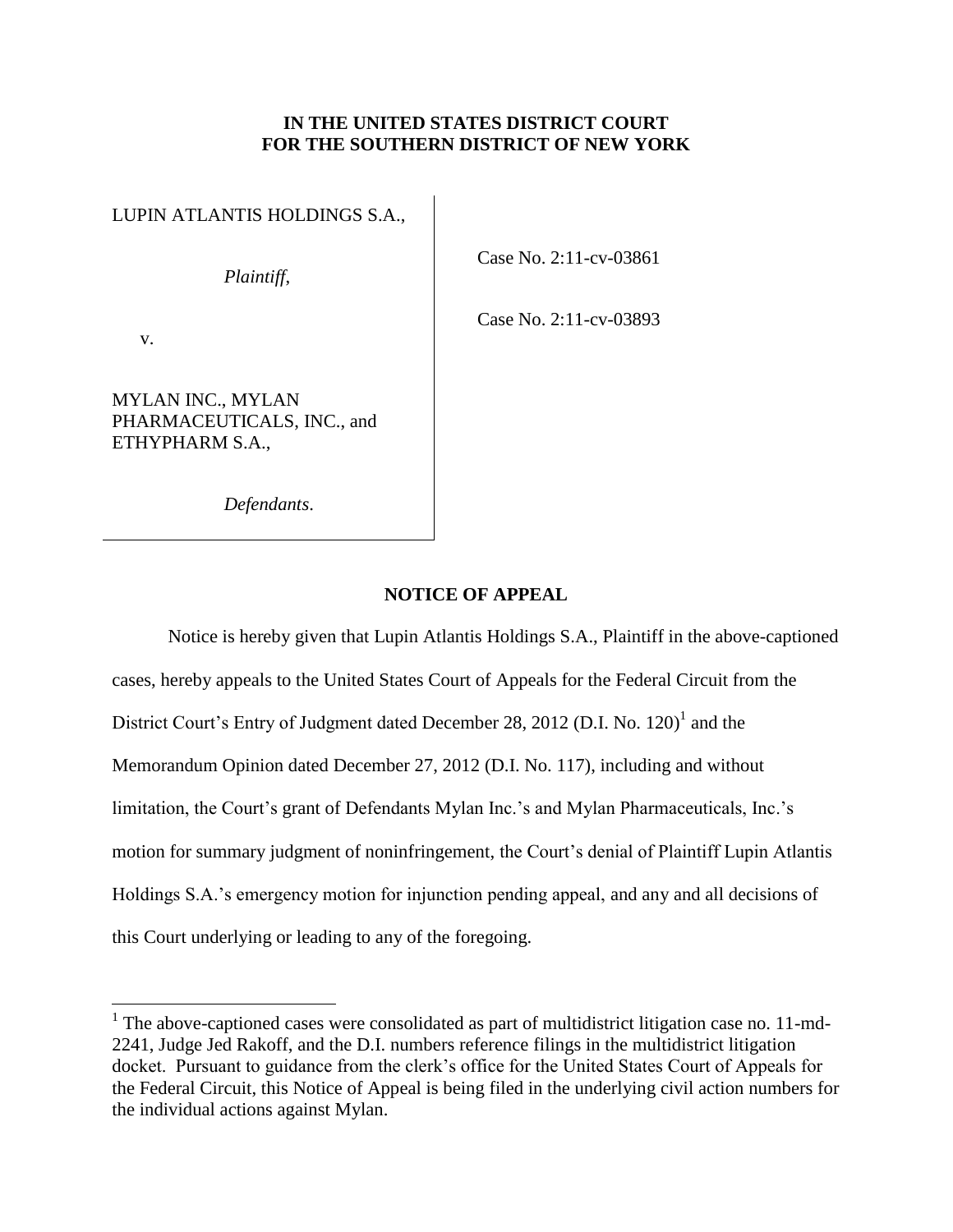**IN THE UNITED STATES DISTRICT COURT**
**FOR THE SOUTHERN DISTRICT OF NEW YORK**

| | |
|---|---|
| LUPIN ATLANTIS HOLDINGS S.A.,<br><br>*Plaintiff*,<br><br>v.<br><br>MYLAN INC., MYLAN PHARMACEUTICALS, INC., and ETHYPHARM S.A.,<br><br>*Defendants*. | Case No. 2:11-cv-03861<br><br>Case No. 2:11-cv-03893 |

**NOTICE OF APPEAL**

Notice is hereby given that Lupin Atlantis Holdings S.A., Plaintiff in the above-captioned cases, hereby appeals to the United States Court of Appeals for the Federal Circuit from the District Court's Entry of Judgment dated December 28, 2012 (D.I. No. 120)[1] and the Memorandum Opinion dated December 27, 2012 (D.I. No. 117), including and without limitation, the Court's grant of Defendants Mylan Inc.'s and Mylan Pharmaceuticals, Inc.'s motion for summary judgment of noninfringement, the Court's denial of Plaintiff Lupin Atlantis Holdings S.A.'s emergency motion for injunction pending appeal, and any and all decisions of this Court underlying or leading to any of the foregoing.

---

[1] The above-captioned cases were consolidated as part of multidistrict litigation case no. 11-md-2241, Judge Jed Rakoff, and the D.I. numbers reference filings in the multidistrict litigation docket. Pursuant to guidance from the clerk's office for the United States Court of Appeals for the Federal Circuit, this Notice of Appeal is being filed in the underlying civil action numbers for the individual actions against Mylan.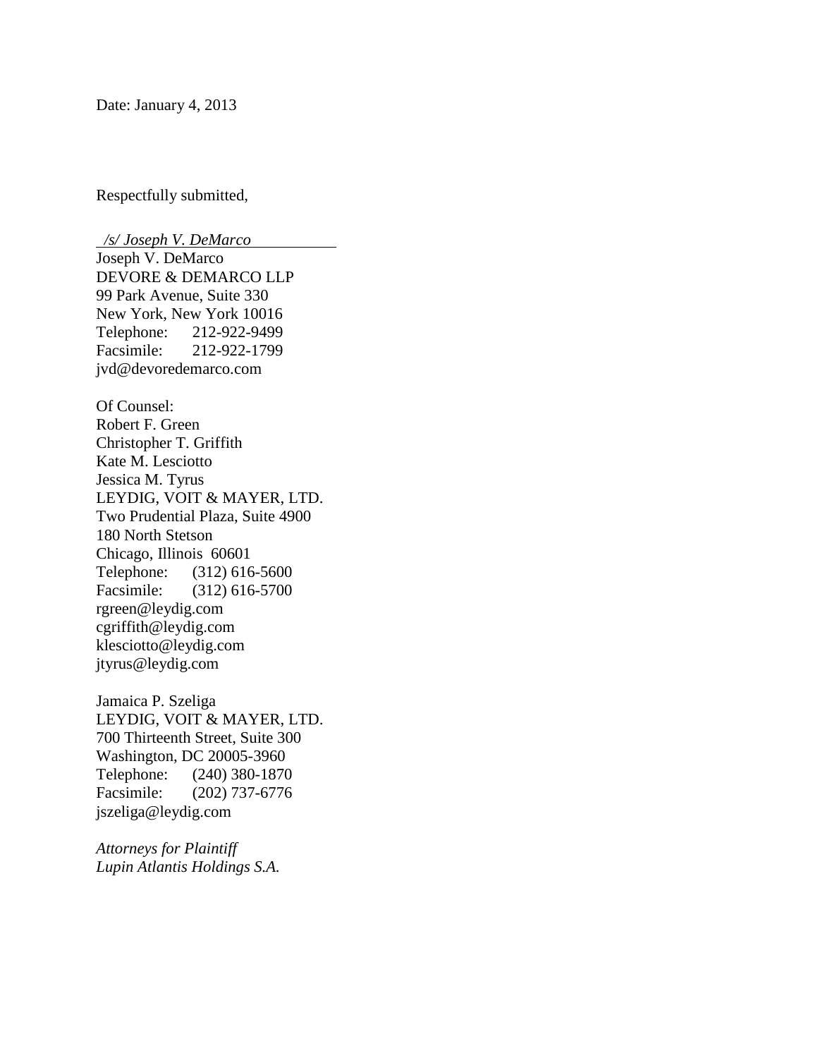Date: January 4, 2013

Respectfully submitted,

*/s/ Joseph V. DeMarco*
Joseph V. DeMarco
DEVORE & DEMARCO LLP
99 Park Avenue, Suite 330
New York, New York 10016
Telephone: 212-922-9499
Facsimile: 212-922-1799
jvd@devoredemarco.com

Of Counsel:
Robert F. Green
Christopher T. Griffith
Kate M. Lesciotto
Jessica M. Tyrus
LEYDIG, VOIT & MAYER, LTD.
Two Prudential Plaza, Suite 4900
180 North Stetson
Chicago, Illinois 60601
Telephone: (312) 616-5600
Facsimile: (312) 616-5700
rgreen@leydig.com
cgriffith@leydig.com
klesciotto@leydig.com
jtyrus@leydig.com

Jamaica P. Szeliga
LEYDIG, VOIT & MAYER, LTD.
700 Thirteenth Street, Suite 300
Washington, DC 20005-3960
Telephone: (240) 380-1870
Facsimile: (202) 737-6776
jszeliga@leydig.com

*Attorneys for Plaintiff*
*Lupin Atlantis Holdings S.A.*